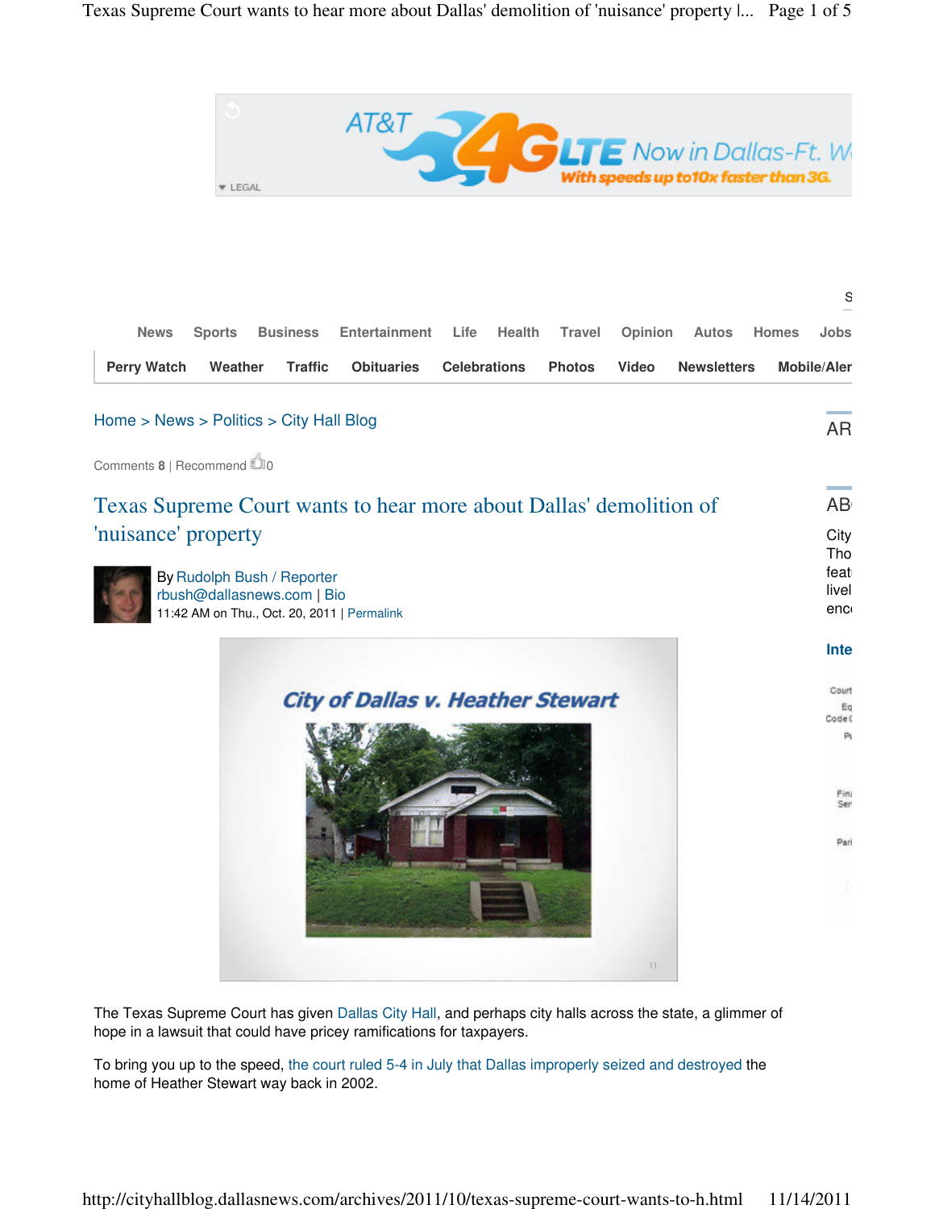Home > News > Politics > City Hall Blog

Comments **8** | Recommend 0

# Texas Supreme Court wants to hear more about Dallas' demolition of 'nuisance' property

By Rudolph Bush / Reporter
rbush@dallasnews.com | Bio
11:42 AM on Thu., Oct. 20, 2011 | Permalink

City of Dallas v. Heather Stewart

The Texas Supreme Court has given Dallas City Hall, and perhaps city halls across the state, a glimmer of hope in a lawsuit that could have pricey ramifications for taxpayers.

To bring you up to the speed, the court ruled 5-4 in July that Dallas improperly seized and destroyed the home of Heather Stewart way back in 2002.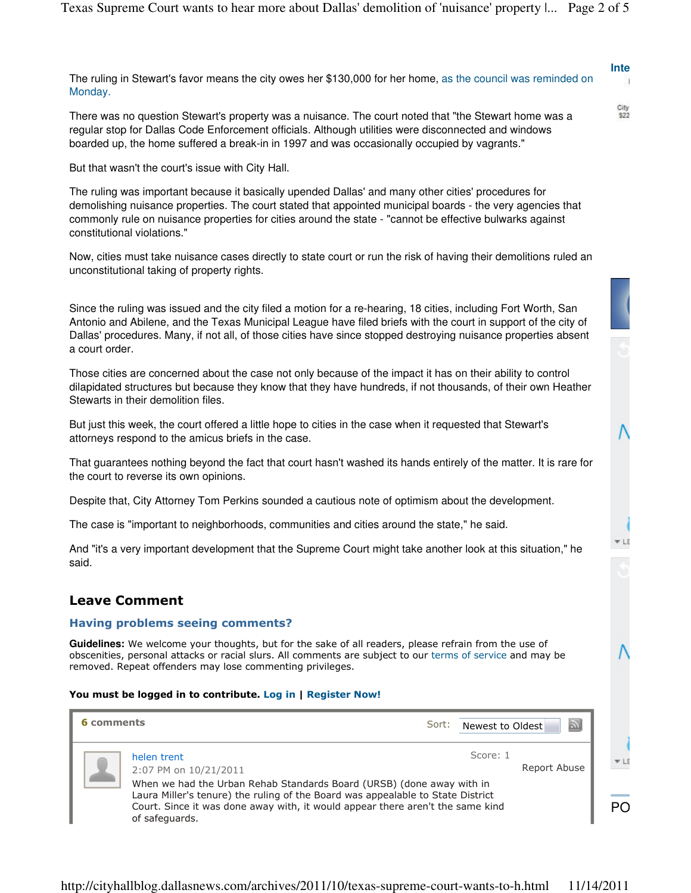The ruling in Stewart's favor means the city owes her $130,000 for her home, as the council was reminded on Monday.

There was no question Stewart's property was a nuisance. The court noted that "the Stewart home was a regular stop for Dallas Code Enforcement officials. Although utilities were disconnected and windows boarded up, the home suffered a break-in in 1997 and was occasionally occupied by vagrants."

But that wasn't the court's issue with City Hall.

The ruling was important because it basically upended Dallas' and many other cities' procedures for demolishing nuisance properties. The court stated that appointed municipal boards - the very agencies that commonly rule on nuisance properties for cities around the state - "cannot be effective bulwarks against constitutional violations."

Now, cities must take nuisance cases directly to state court or run the risk of having their demolitions ruled an unconstitutional taking of property rights.

Since the ruling was issued and the city filed a motion for a re-hearing, 18 cities, including Fort Worth, San Antonio and Abilene, and the Texas Municipal League have filed briefs with the court in support of the city of Dallas' procedures. Many, if not all, of those cities have since stopped destroying nuisance properties absent a court order.

Those cities are concerned about the case not only because of the impact it has on their ability to control dilapidated structures but because they know that they have hundreds, if not thousands, of their own Heather Stewarts in their demolition files.

But just this week, the court offered a little hope to cities in the case when it requested that Stewart's attorneys respond to the amicus briefs in the case.

That guarantees nothing beyond the fact that court hasn't washed its hands entirely of the matter. It is rare for the court to reverse its own opinions.

Despite that, City Attorney Tom Perkins sounded a cautious note of optimism about the development.

The case is "important to neighborhoods, communities and cities around the state," he said.

And "it's a very important development that the Supreme Court might take another look at this situation," he said.

## Leave Comment

### Having problems seeing comments?

**Guidelines:** We welcome your thoughts, but for the sake of all readers, please refrain from the use of obscenities, personal attacks or racial slurs. All comments are subject to our terms of service and may be removed. Repeat offenders may lose commenting privileges.

**You must be logged in to contribute. Log in | Register Now!**

**6 comments** Sort: Newest to Oldest

helen trent
2:07 PM on 10/21/2011
Score: 1
Report Abuse

When we had the Urban Rehab Standards Board (URSB) (done away with in Laura Miller's tenure) the ruling of the Board was appealable to State District Court. Since it was done away with, it would appear there aren't the same kind of safeguards.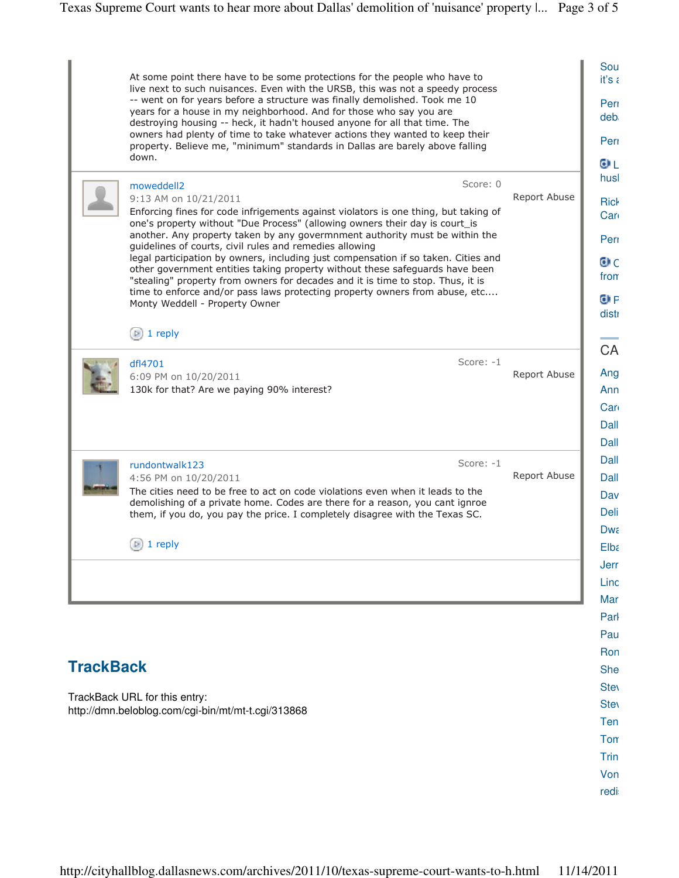At some point there have to be some protections for the people who have to live next to such nuisances. Even with the URSB, this was not a speedy process -- went on for years before a structure was finally demolished. Took me 10 years for a house in my neighborhood. And for those who say you are destroying housing -- heck, it hadn't housed anyone for all that time. The owners had plenty of time to take whatever actions they wanted to keep their property. Believe me, "minimum" standards in Dallas are barely above falling down.

---

moweddell2
9:13 AM on 10/21/2011
Score: 0
Report Abuse

Enforcing fines for code infrigements against violators is one thing, but taking of one's property without "Due Process" (allowing owners their day is court_is another. Any property taken by any govermnment authority must be within the guidelines of courts, civil rules and remedies allowing legal participation by owners, including just compensation if so taken. Cities and other government entities taking property without these safeguards have been "stealing" property from owners for decades and it is time to stop. Thus, it is time to enforce and/or pass laws protecting property owners from abuse, etc.... Monty Weddell - Property Owner

1 reply

---

dfl4701
6:09 PM on 10/20/2011
Score: -1
Report Abuse

130k for that? Are we paying 90% interest?

---

rundontwalk123
4:56 PM on 10/20/2011
Score: -1
Report Abuse

The cities need to be free to act on code violations even when it leads to the demolishing of a private home. Codes are there for a reason, you cant ignroe them, if you do, you pay the price. I completely disagree with the Texas SC.

1 reply

---

## TrackBack

TrackBack URL for this entry:
http://dmn.beloblog.com/cgi-bin/mt/mt-t.cgi/313868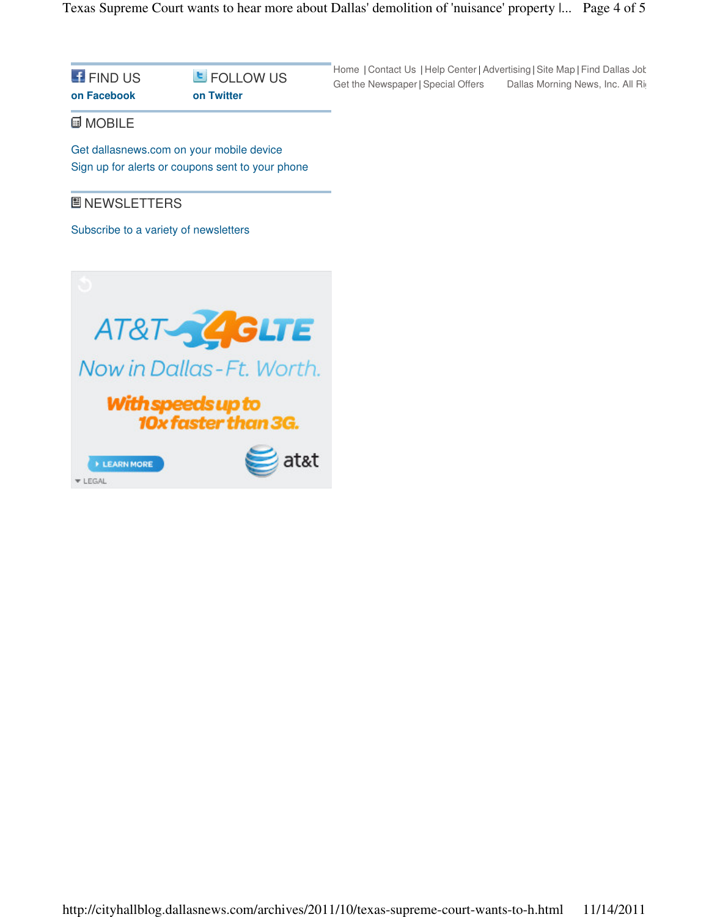FIND US
**on Facebook**

FOLLOW US
**on Twitter**

Home | Contact Us | Help Center | Advertising | Site Map | Find Dallas Jot
Get the Newspaper | Special Offers    Dallas Morning News, Inc. All Ri

MOBILE

Get dallasnews.com on your mobile device
Sign up for alerts or coupons sent to your phone

NEWSLETTERS

Subscribe to a variety of newsletters

AT&T 4G LTE
Now in Dallas-Ft. Worth.
With speeds up to 10x faster than 3G.
LEARN MORE
at&t
LEGAL